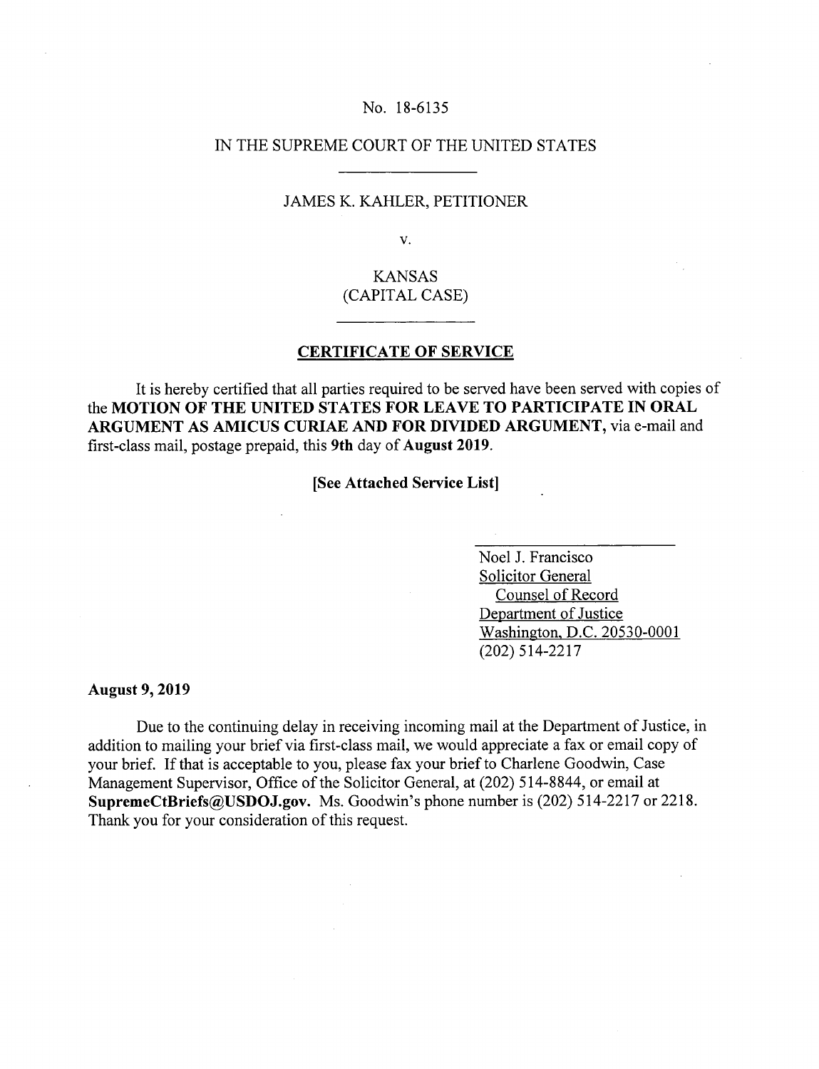No. 18-6135

IN THE SUPREME COURT OF THE UNITED STATES

---

JAMES K. KAHLER, PETITIONER

v.

KANSAS
(CAPITAL CASE)

---

## CERTIFICATE OF SERVICE

It is hereby certified that all parties required to be served have been served with copies of the **MOTION OF THE UNITED STATES FOR LEAVE TO PARTICIPATE IN ORAL ARGUMENT AS AMICUS CURIAE AND FOR DIVIDED ARGUMENT,** via e-mail and first-class mail, postage prepaid, this **9th** day of **August 2019**.

**[See Attached Service List]**

Noel J. Francisco
Solicitor General
Counsel of Record
Department of Justice
Washington, D.C. 20530-0001
(202) 514-2217

**August 9, 2019**

Due to the continuing delay in receiving incoming mail at the Department of Justice, in addition to mailing your brief via first-class mail, we would appreciate a fax or email copy of your brief. If that is acceptable to you, please fax your brief to Charlene Goodwin, Case Management Supervisor, Office of the Solicitor General, at (202) 514-8844, or email at **SupremeCtBriefs@USDOJ.gov.** Ms. Goodwin's phone number is (202) 514-2217 or 2218. Thank you for your consideration of this request.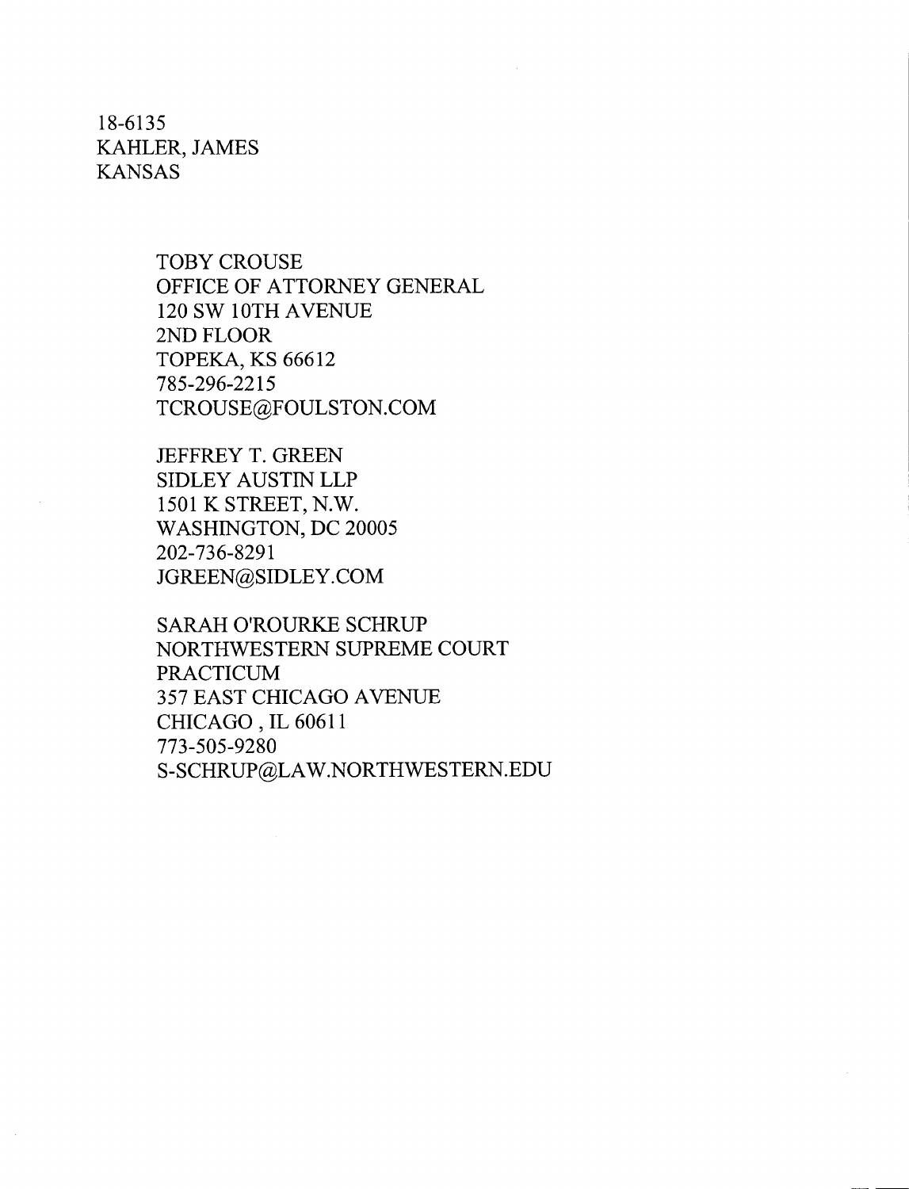18-6135
KAHLER, JAMES
KANSAS

TOBY CROUSE
OFFICE OF ATTORNEY GENERAL
120 SW 10TH AVENUE
2ND FLOOR
TOPEKA, KS 66612
785-296-2215
TCROUSE@FOULSTON.COM

JEFFREY T. GREEN
SIDLEY AUSTIN LLP
1501 K STREET, N.W.
WASHINGTON, DC 20005
202-736-8291
JGREEN@SIDLEY.COM

SARAH O'ROURKE SCHRUP
NORTHWESTERN SUPREME COURT
PRACTICUM
357 EAST CHICAGO AVENUE
CHICAGO , IL 60611
773-505-9280
S-SCHRUP@LAW.NORTHWESTERN.EDU